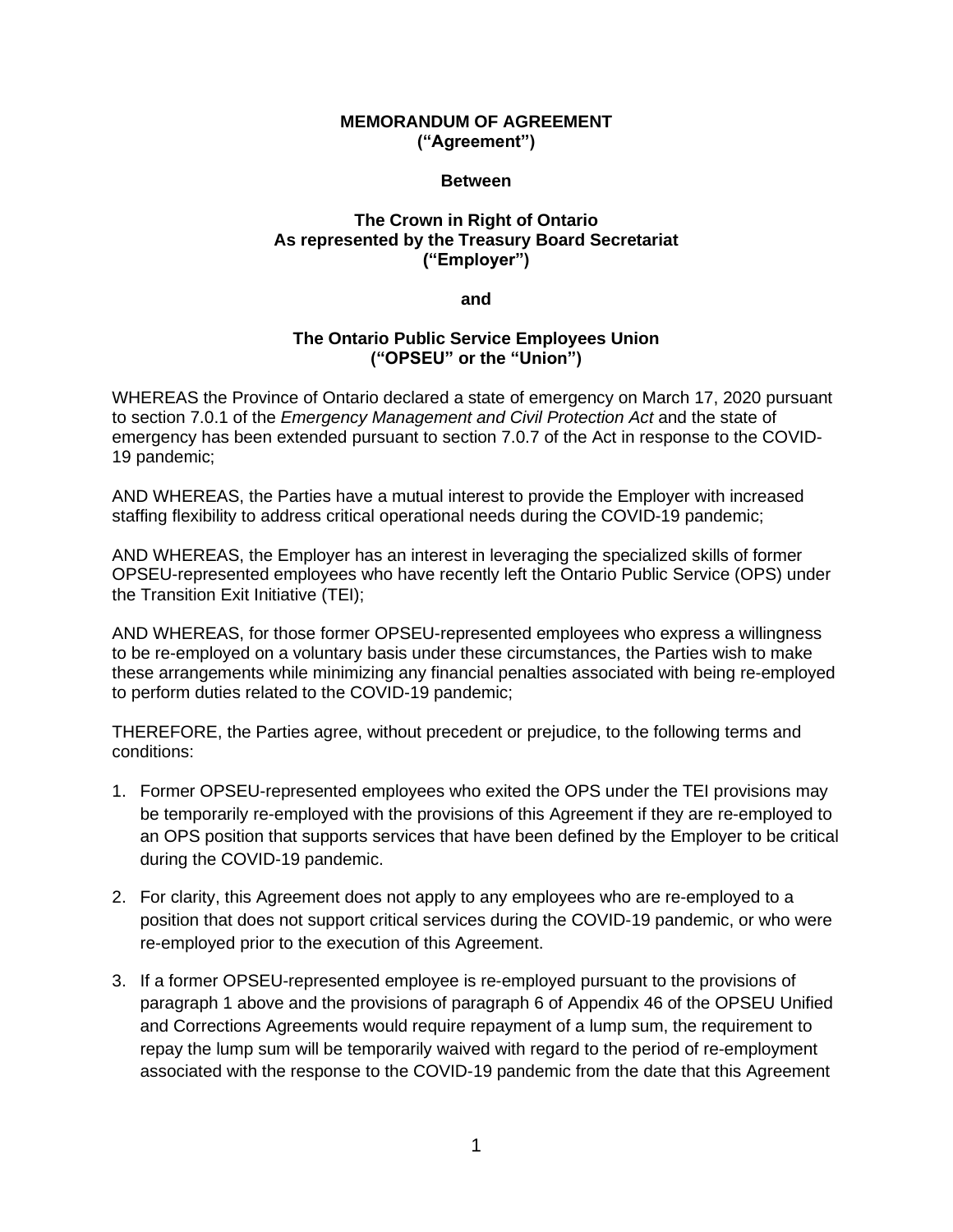**MEMORANDUM OF AGREEMENT**
**("Agreement")**

**Between**

**The Crown in Right of Ontario**
**As represented by the Treasury Board Secretariat**
**("Employer")**

**and**

**The Ontario Public Service Employees Union**
**("OPSEU" or the "Union")**

WHEREAS the Province of Ontario declared a state of emergency on March 17, 2020 pursuant to section 7.0.1 of the *Emergency Management and Civil Protection Act* and the state of emergency has been extended pursuant to section 7.0.7 of the Act in response to the COVID-19 pandemic;

AND WHEREAS, the Parties have a mutual interest to provide the Employer with increased staffing flexibility to address critical operational needs during the COVID-19 pandemic;

AND WHEREAS, the Employer has an interest in leveraging the specialized skills of former OPSEU-represented employees who have recently left the Ontario Public Service (OPS) under the Transition Exit Initiative (TEI);

AND WHEREAS, for those former OPSEU-represented employees who express a willingness to be re-employed on a voluntary basis under these circumstances, the Parties wish to make these arrangements while minimizing any financial penalties associated with being re-employed to perform duties related to the COVID-19 pandemic;

THEREFORE, the Parties agree, without precedent or prejudice, to the following terms and conditions:

1. Former OPSEU-represented employees who exited the OPS under the TEI provisions may be temporarily re-employed with the provisions of this Agreement if they are re-employed to an OPS position that supports services that have been defined by the Employer to be critical during the COVID-19 pandemic.

2. For clarity, this Agreement does not apply to any employees who are re-employed to a position that does not support critical services during the COVID-19 pandemic, or who were re-employed prior to the execution of this Agreement.

3. If a former OPSEU-represented employee is re-employed pursuant to the provisions of paragraph 1 above and the provisions of paragraph 6 of Appendix 46 of the OPSEU Unified and Corrections Agreements would require repayment of a lump sum, the requirement to repay the lump sum will be temporarily waived with regard to the period of re-employment associated with the response to the COVID-19 pandemic from the date that this Agreement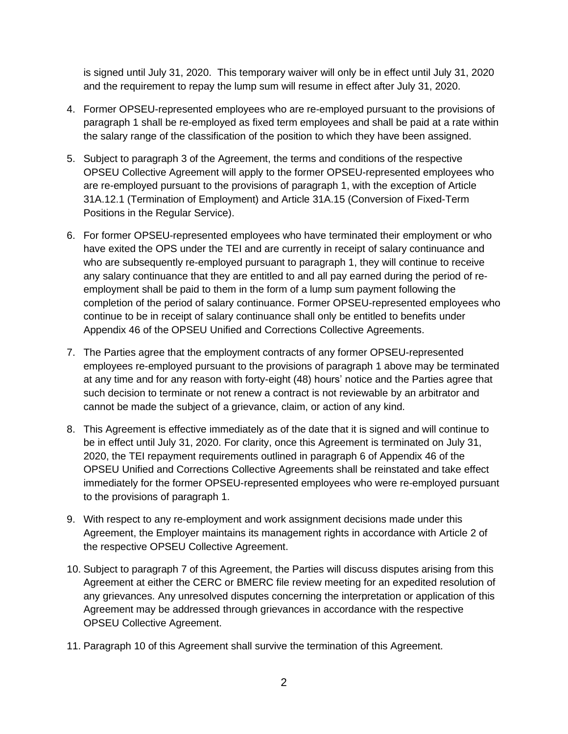is signed until July 31, 2020. This temporary waiver will only be in effect until July 31, 2020 and the requirement to repay the lump sum will resume in effect after July 31, 2020.

4. Former OPSEU-represented employees who are re-employed pursuant to the provisions of paragraph 1 shall be re-employed as fixed term employees and shall be paid at a rate within the salary range of the classification of the position to which they have been assigned.

5. Subject to paragraph 3 of the Agreement, the terms and conditions of the respective OPSEU Collective Agreement will apply to the former OPSEU-represented employees who are re-employed pursuant to the provisions of paragraph 1, with the exception of Article 31A.12.1 (Termination of Employment) and Article 31A.15 (Conversion of Fixed-Term Positions in the Regular Service).

6. For former OPSEU-represented employees who have terminated their employment or who have exited the OPS under the TEI and are currently in receipt of salary continuance and who are subsequently re-employed pursuant to paragraph 1, they will continue to receive any salary continuance that they are entitled to and all pay earned during the period of re-employment shall be paid to them in the form of a lump sum payment following the completion of the period of salary continuance. Former OPSEU-represented employees who continue to be in receipt of salary continuance shall only be entitled to benefits under Appendix 46 of the OPSEU Unified and Corrections Collective Agreements.

7. The Parties agree that the employment contracts of any former OPSEU-represented employees re-employed pursuant to the provisions of paragraph 1 above may be terminated at any time and for any reason with forty-eight (48) hours' notice and the Parties agree that such decision to terminate or not renew a contract is not reviewable by an arbitrator and cannot be made the subject of a grievance, claim, or action of any kind.

8. This Agreement is effective immediately as of the date that it is signed and will continue to be in effect until July 31, 2020. For clarity, once this Agreement is terminated on July 31, 2020, the TEI repayment requirements outlined in paragraph 6 of Appendix 46 of the OPSEU Unified and Corrections Collective Agreements shall be reinstated and take effect immediately for the former OPSEU-represented employees who were re-employed pursuant to the provisions of paragraph 1.

9. With respect to any re-employment and work assignment decisions made under this Agreement, the Employer maintains its management rights in accordance with Article 2 of the respective OPSEU Collective Agreement.

10. Subject to paragraph 7 of this Agreement, the Parties will discuss disputes arising from this Agreement at either the CERC or BMERC file review meeting for an expedited resolution of any grievances. Any unresolved disputes concerning the interpretation or application of this Agreement may be addressed through grievances in accordance with the respective OPSEU Collective Agreement.

11. Paragraph 10 of this Agreement shall survive the termination of this Agreement.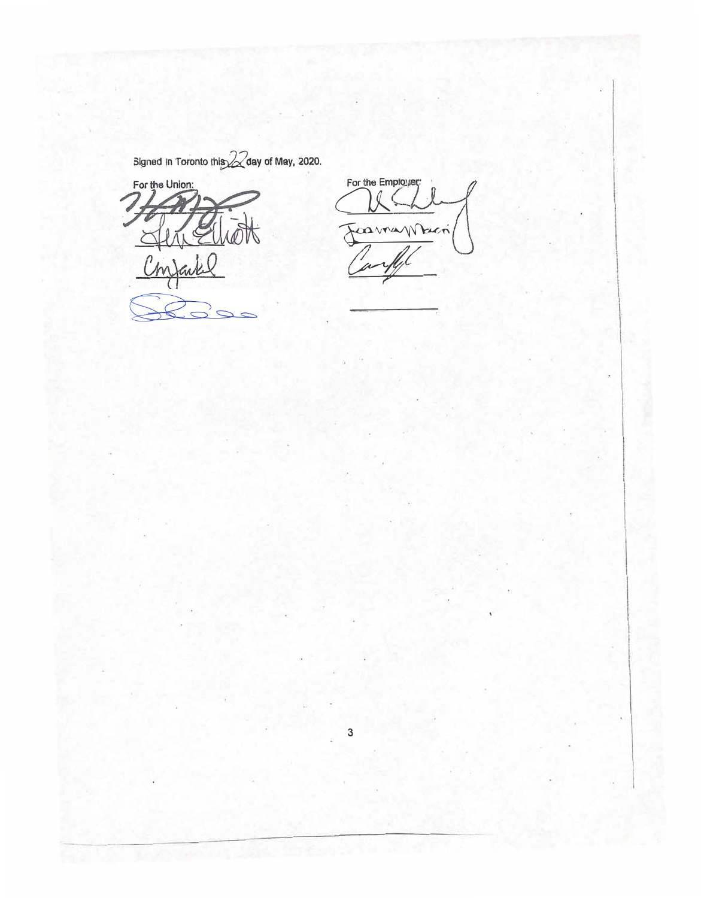Signed in Toronto this 22 day of May, 2020.

| For the Union: | For the Employer: |
| --- | --- |